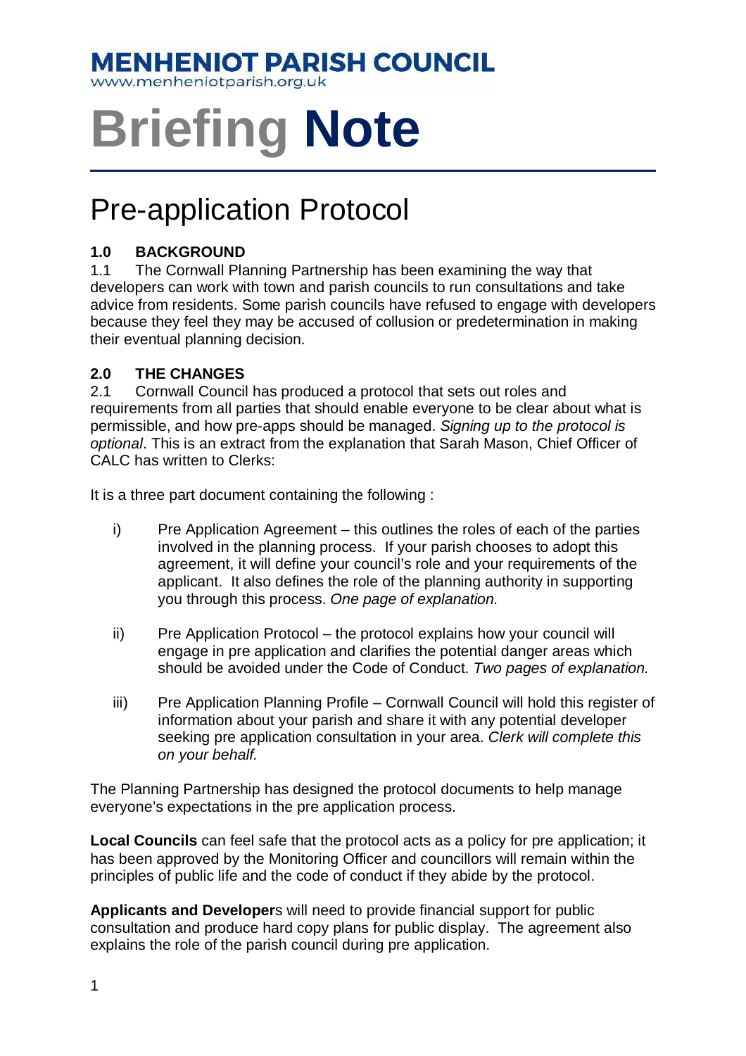**MENHENIOT PARISH COUNCIL**
www.menheniotparish.org.uk

# Briefing **Note**

## Pre-application Protocol

### 1.0 BACKGROUND

1.1 The Cornwall Planning Partnership has been examining the way that developers can work with town and parish councils to run consultations and take advice from residents. Some parish councils have refused to engage with developers because they feel they may be accused of collusion or predetermination in making their eventual planning decision.

### 2.0 THE CHANGES

2.1 Cornwall Council has produced a protocol that sets out roles and requirements from all parties that should enable everyone to be clear about what is permissible, and how pre-apps should be managed. *Signing up to the protocol is optional*. This is an extract from the explanation that Sarah Mason, Chief Officer of CALC has written to Clerks:

It is a three part document containing the following :

i) Pre Application Agreement – this outlines the roles of each of the parties involved in the planning process. If your parish chooses to adopt this agreement, it will define your council's role and your requirements of the applicant. It also defines the role of the planning authority in supporting you through this process. *One page of explanation.*

ii) Pre Application Protocol – the protocol explains how your council will engage in pre application and clarifies the potential danger areas which should be avoided under the Code of Conduct. *Two pages of explanation.*

iii) Pre Application Planning Profile – Cornwall Council will hold this register of information about your parish and share it with any potential developer seeking pre application consultation in your area. *Clerk will complete this on your behalf.*

The Planning Partnership has designed the protocol documents to help manage everyone's expectations in the pre application process.

**Local Councils** can feel safe that the protocol acts as a policy for pre application; it has been approved by the Monitoring Officer and councillors will remain within the principles of public life and the code of conduct if they abide by the protocol.

**Applicants and Developers** will need to provide financial support for public consultation and produce hard copy plans for public display. The agreement also explains the role of the parish council during pre application.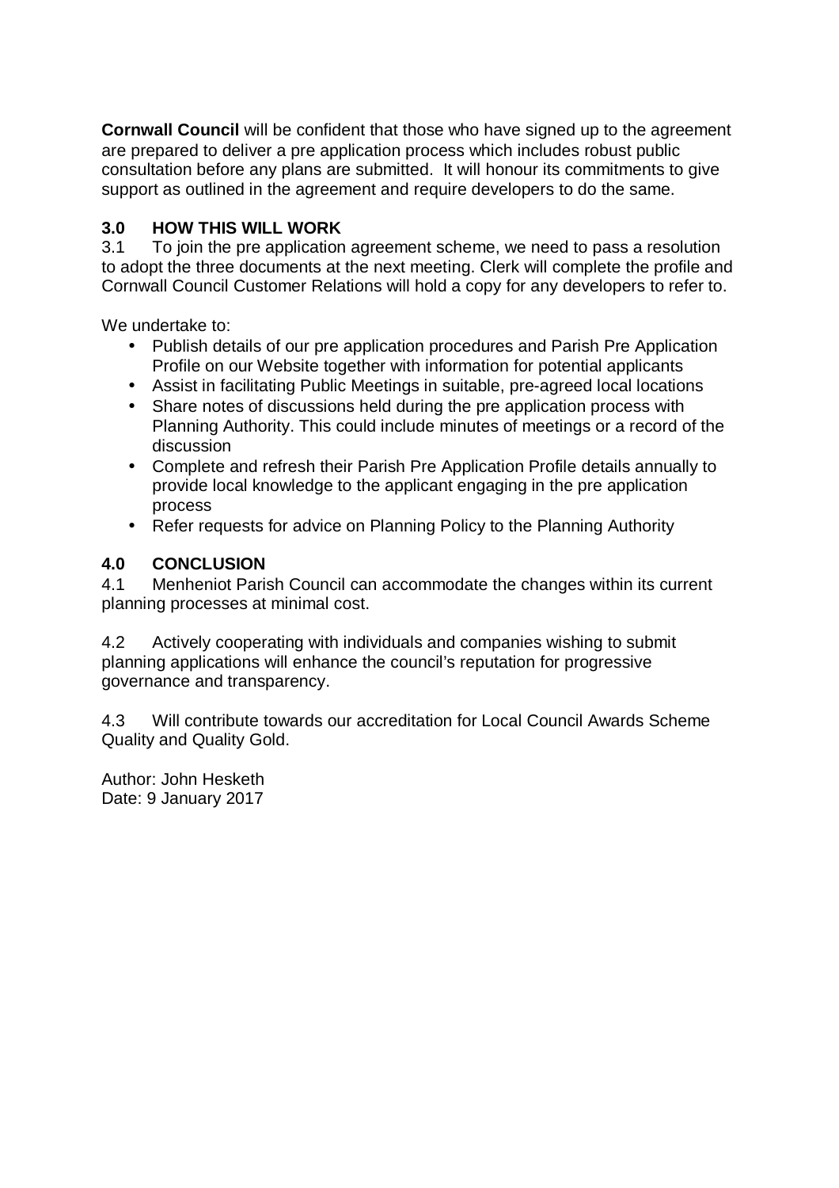**Cornwall Council** will be confident that those who have signed up to the agreement are prepared to deliver a pre application process which includes robust public consultation before any plans are submitted. It will honour its commitments to give support as outlined in the agreement and require developers to do the same.

## 3.0 HOW THIS WILL WORK

3.1 To join the pre application agreement scheme, we need to pass a resolution to adopt the three documents at the next meeting. Clerk will complete the profile and Cornwall Council Customer Relations will hold a copy for any developers to refer to.

We undertake to:

- Publish details of our pre application procedures and Parish Pre Application Profile on our Website together with information for potential applicants
- Assist in facilitating Public Meetings in suitable, pre-agreed local locations
- Share notes of discussions held during the pre application process with Planning Authority. This could include minutes of meetings or a record of the discussion
- Complete and refresh their Parish Pre Application Profile details annually to provide local knowledge to the applicant engaging in the pre application process
- Refer requests for advice on Planning Policy to the Planning Authority

## 4.0 CONCLUSION

4.1 Menheniot Parish Council can accommodate the changes within its current planning processes at minimal cost.

4.2 Actively cooperating with individuals and companies wishing to submit planning applications will enhance the council's reputation for progressive governance and transparency.

4.3 Will contribute towards our accreditation for Local Council Awards Scheme Quality and Quality Gold.

Author: John Hesketh
Date: 9 January 2017